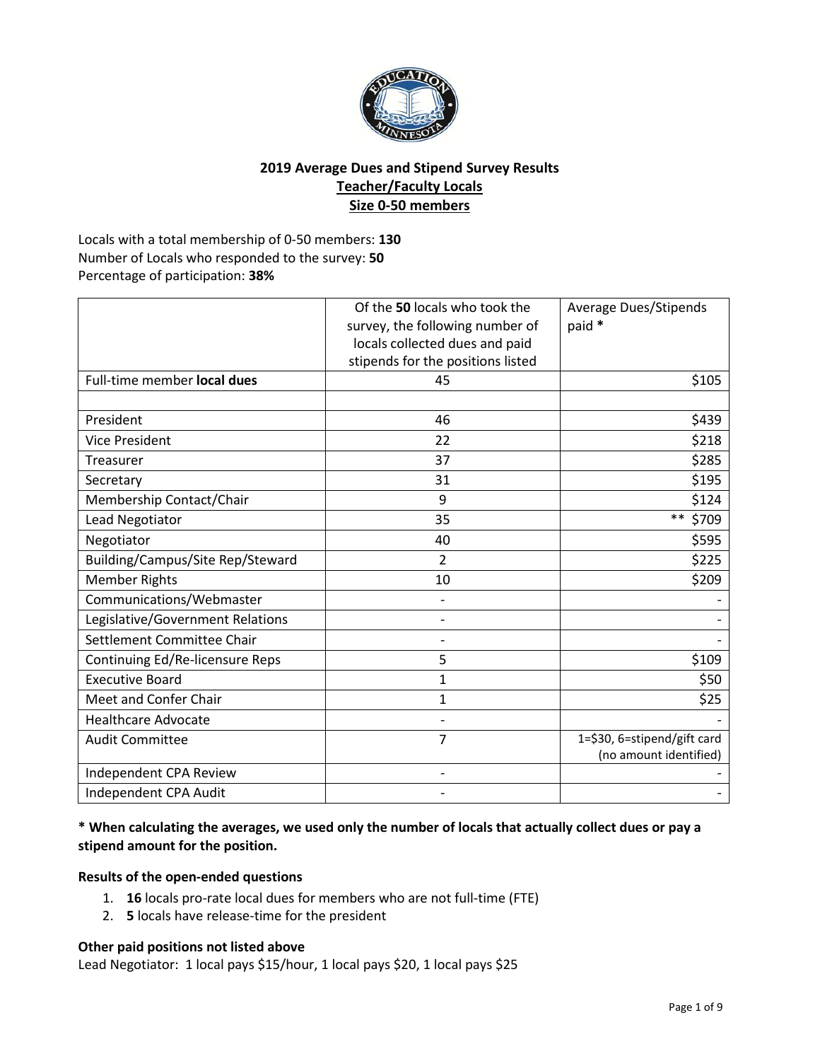## 2019 Average Dues and Stipend Survey Results

**Teacher/Faculty Locals**

**Size 0-50 members**

Locals with a total membership of 0-50 members: **130**
Number of Locals who responded to the survey: **50**
Percentage of participation: **38%**

| | Of the **50** locals who took the survey, the following number of locals collected dues and paid stipends for the positions listed | Average Dues/Stipends paid * |
|---|---|---|
| Full-time member **local dues** | 45 | $105 |
| | | |
| President | 46 | $439 |
| Vice President | 22 | $218 |
| Treasurer | 37 | $285 |
| Secretary | 31 | $195 |
| Membership Contact/Chair | 9 | $124 |
| Lead Negotiator | 35 | ** $709 |
| Negotiator | 40 | $595 |
| Building/Campus/Site Rep/Steward | 2 | $225 |
| Member Rights | 10 | $209 |
| Communications/Webmaster | - | - |
| Legislative/Government Relations | - | - |
| Settlement Committee Chair | - | - |
| Continuing Ed/Re-licensure Reps | 5 | $109 |
| Executive Board | 1 | $50 |
| Meet and Confer Chair | 1 | $25 |
| Healthcare Advocate | - | - |
| Audit Committee | 7 | 1=$30, 6=stipend/gift card (no amount identified) |
| Independent CPA Review | - | - |
| Independent CPA Audit | - | - |

**\* When calculating the averages, we used only the number of locals that actually collect dues or pay a stipend amount for the position.**

**Results of the open-ended questions**

1. **16** locals pro-rate local dues for members who are not full-time (FTE)
2. **5** locals have release-time for the president

**Other paid positions not listed above**

Lead Negotiator: 1 local pays $15/hour, 1 local pays $20, 1 local pays $25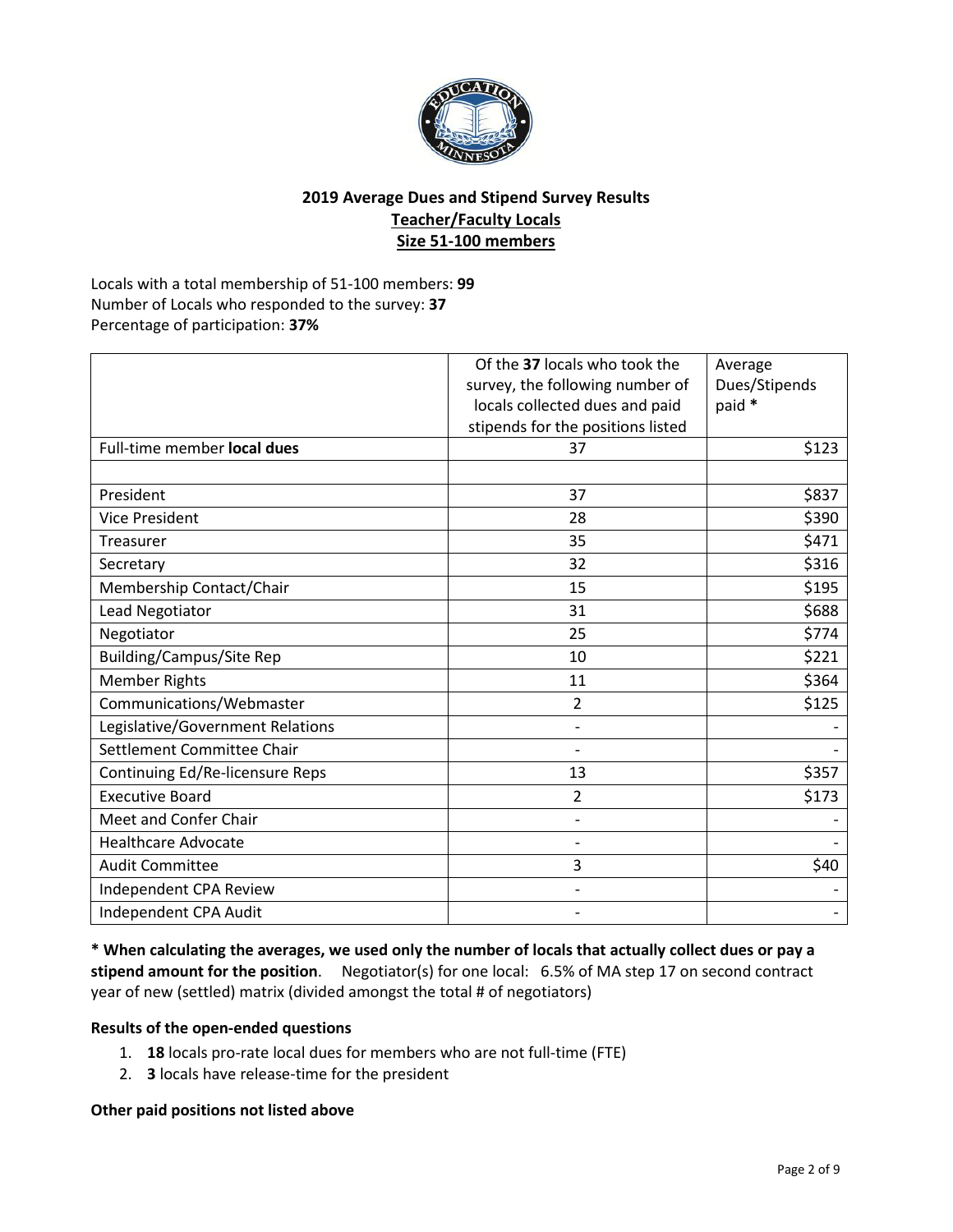**2019 Average Dues and Stipend Survey Results**
**Teacher/Faculty Locals**
**Size 51-100 members**

Locals with a total membership of 51-100 members: **99**
Number of Locals who responded to the survey: **37**
Percentage of participation: **37%**

| | Of the **37** locals who took the survey, the following number of locals collected dues and paid stipends for the positions listed | Average Dues/Stipends paid * |
|---|---|---|
| Full-time member **local dues** | 37 | $123 |
| | | |
| President | 37 | $837 |
| Vice President | 28 | $390 |
| Treasurer | 35 | $471 |
| Secretary | 32 | $316 |
| Membership Contact/Chair | 15 | $195 |
| Lead Negotiator | 31 | $688 |
| Negotiator | 25 | $774 |
| Building/Campus/Site Rep | 10 | $221 |
| Member Rights | 11 | $364 |
| Communications/Webmaster | 2 | $125 |
| Legislative/Government Relations | - | - |
| Settlement Committee Chair | - | - |
| Continuing Ed/Re-licensure Reps | 13 | $357 |
| Executive Board | 2 | $173 |
| Meet and Confer Chair | - | - |
| Healthcare Advocate | - | - |
| Audit Committee | 3 | $40 |
| Independent CPA Review | - | - |
| Independent CPA Audit | - | - |

**\* When calculating the averages, we used only the number of locals that actually collect dues or pay a stipend amount for the position**. Negotiator(s) for one local: 6.5% of MA step 17 on second contract year of new (settled) matrix (divided amongst the total # of negotiators)

**Results of the open-ended questions**

1. **18** locals pro-rate local dues for members who are not full-time (FTE)
2. **3** locals have release-time for the president

**Other paid positions not listed above**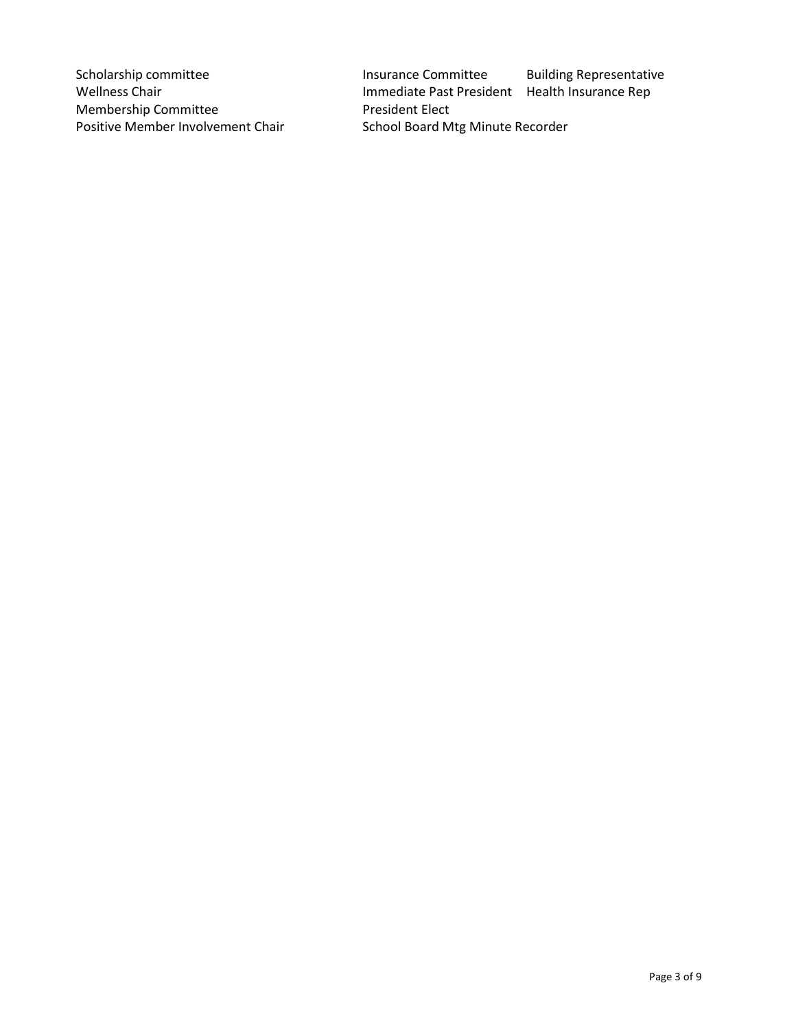| | | |
|---|---|---|
| Scholarship committee | Insurance Committee | Building Representative |
| Wellness Chair | Immediate Past President | Health Insurance Rep |
| Membership Committee | President Elect | |
| Positive Member Involvement Chair | School Board Mtg Minute Recorder | |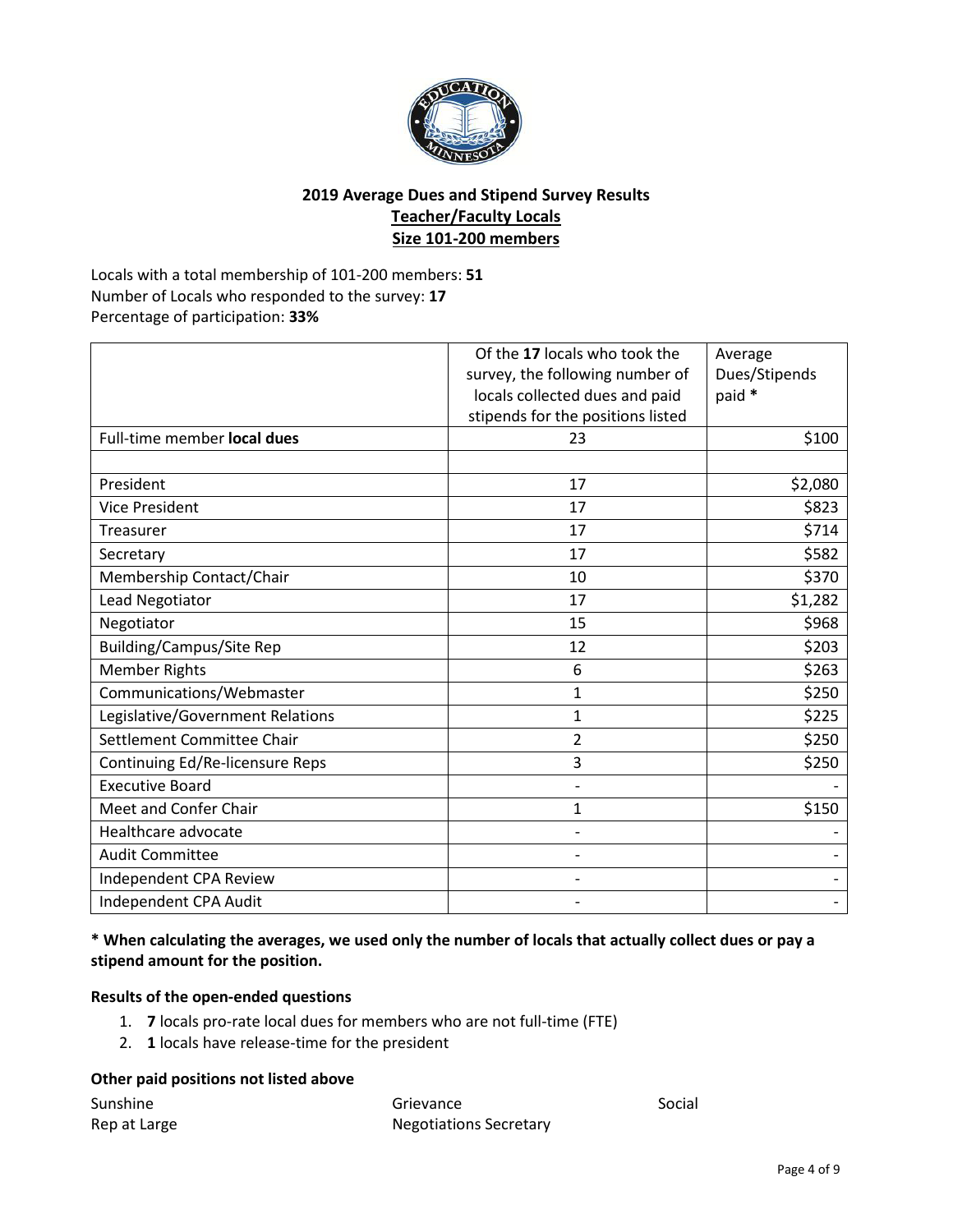## 2019 Average Dues and Stipend Survey Results

### Teacher/Faculty Locals

### Size 101-200 members

Locals with a total membership of 101-200 members: **51**
Number of Locals who responded to the survey: **17**
Percentage of participation: **33%**

| | Of the **17** locals who took the survey, the following number of locals collected dues and paid stipends for the positions listed | Average Dues/Stipends paid * |
|---|---|---|
| Full-time member **local dues** | 23 | $100 |
| | | |
| President | 17 | $2,080 |
| Vice President | 17 | $823 |
| Treasurer | 17 | $714 |
| Secretary | 17 | $582 |
| Membership Contact/Chair | 10 | $370 |
| Lead Negotiator | 17 | $1,282 |
| Negotiator | 15 | $968 |
| Building/Campus/Site Rep | 12 | $203 |
| Member Rights | 6 | $263 |
| Communications/Webmaster | 1 | $250 |
| Legislative/Government Relations | 1 | $225 |
| Settlement Committee Chair | 2 | $250 |
| Continuing Ed/Re-licensure Reps | 3 | $250 |
| Executive Board | - | - |
| Meet and Confer Chair | 1 | $150 |
| Healthcare advocate | - | - |
| Audit Committee | - | - |
| Independent CPA Review | - | - |
| Independent CPA Audit | - | - |

**\* When calculating the averages, we used only the number of locals that actually collect dues or pay a stipend amount for the position.**

**Results of the open-ended questions**

1. **7** locals pro-rate local dues for members who are not full-time (FTE)
2. **1** locals have release-time for the president

**Other paid positions not listed above**

Sunshine
Rep at Large
Grievance
Negotiations Secretary
Social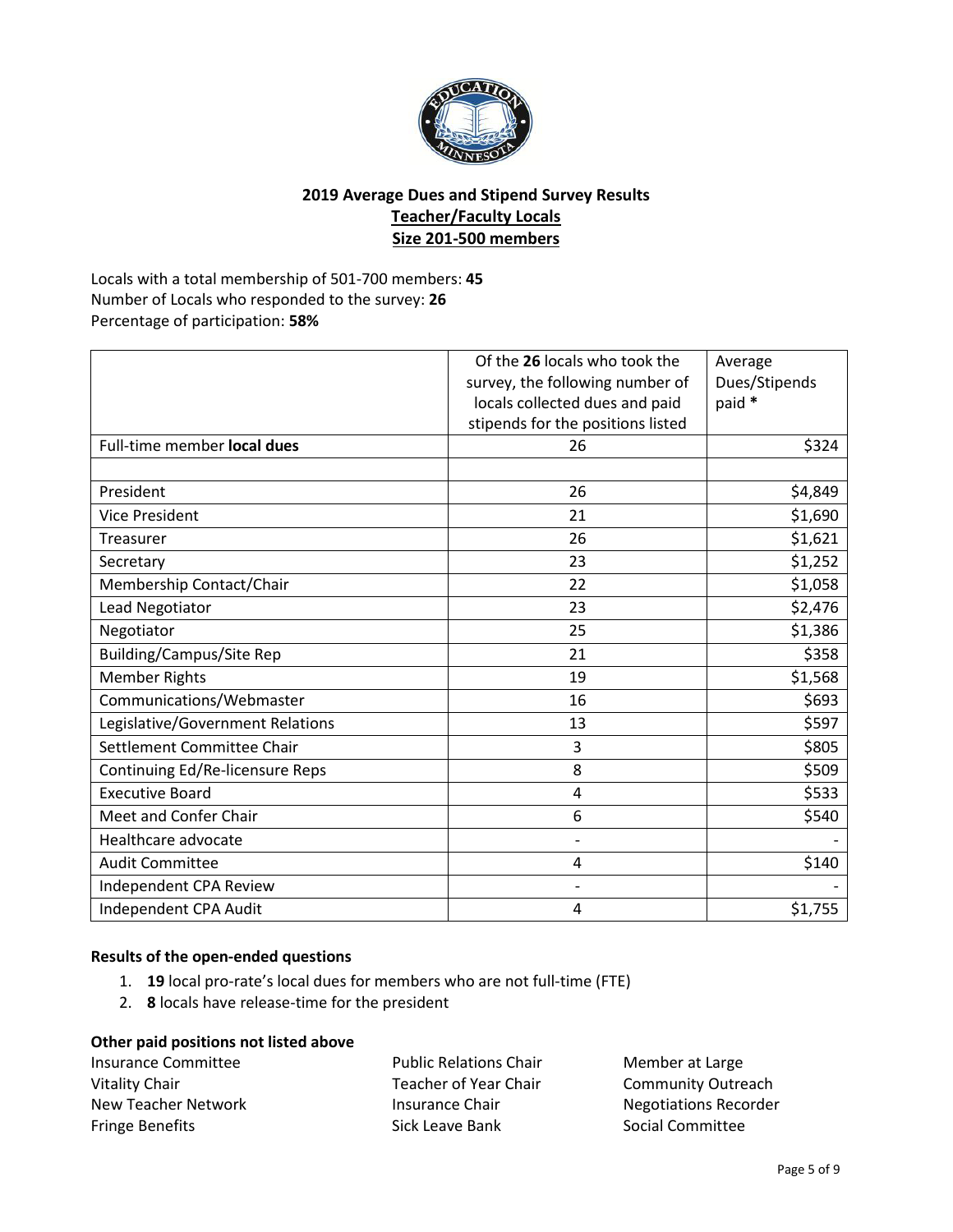## 2019 Average Dues and Stipend Survey Results

### Teacher/Faculty Locals

### Size 201-500 members

Locals with a total membership of 501-700 members: **45**
Number of Locals who responded to the survey: **26**
Percentage of participation: **58%**

| | Of the **26** locals who took the survey, the following number of locals collected dues and paid stipends for the positions listed | Average Dues/Stipends paid * |
|---|---|---|
| Full-time member **local dues** | 26 | $324 |
| | | |
| President | 26 | $4,849 |
| Vice President | 21 | $1,690 |
| Treasurer | 26 | $1,621 |
| Secretary | 23 | $1,252 |
| Membership Contact/Chair | 22 | $1,058 |
| Lead Negotiator | 23 | $2,476 |
| Negotiator | 25 | $1,386 |
| Building/Campus/Site Rep | 21 | $358 |
| Member Rights | 19 | $1,568 |
| Communications/Webmaster | 16 | $693 |
| Legislative/Government Relations | 13 | $597 |
| Settlement Committee Chair | 3 | $805 |
| Continuing Ed/Re-licensure Reps | 8 | $509 |
| Executive Board | 4 | $533 |
| Meet and Confer Chair | 6 | $540 |
| Healthcare advocate | - | - |
| Audit Committee | 4 | $140 |
| Independent CPA Review | - | - |
| Independent CPA Audit | 4 | $1,755 |

#### Results of the open-ended questions

1. **19** local pro-rate's local dues for members who are not full-time (FTE)
2. **8** locals have release-time for the president

#### Other paid positions not listed above

Insurance Committee
Vitality Chair
New Teacher Network
Fringe Benefits
Public Relations Chair
Teacher of Year Chair
Insurance Chair
Sick Leave Bank
Member at Large
Community Outreach
Negotiations Recorder
Social Committee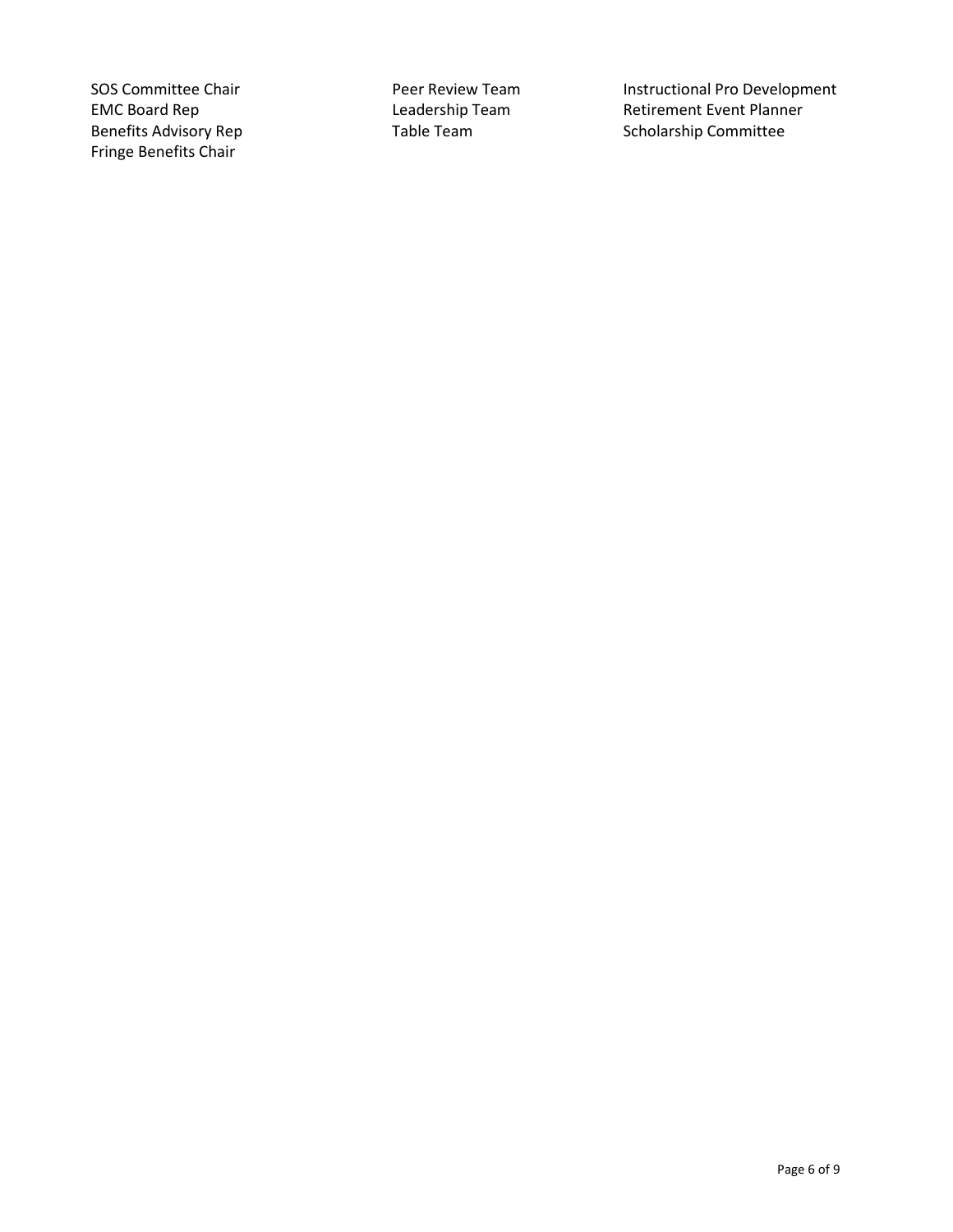SOS Committee Chair
EMC Board Rep
Benefits Advisory Rep
Fringe Benefits Chair

Peer Review Team
Leadership Team
Table Team

Instructional Pro Development
Retirement Event Planner
Scholarship Committee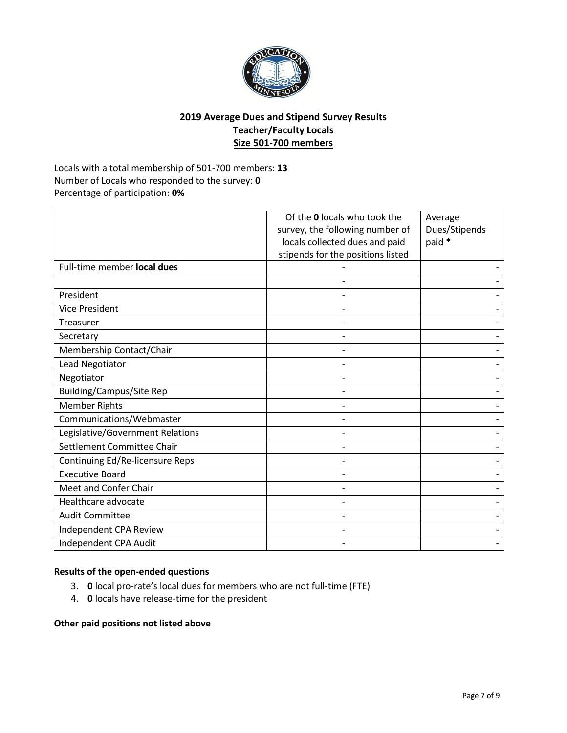## 2019 Average Dues and Stipend Survey Results

## Teacher/Faculty Locals

## Size 501-700 members

Locals with a total membership of 501-700 members: **13**
Number of Locals who responded to the survey: **0**
Percentage of participation: **0%**

| | Of the **0** locals who took the survey, the following number of locals collected dues and paid stipends for the positions listed | Average Dues/Stipends paid * |
|---|---|---|
| Full-time member **local dues** | - | - |
| | - | - |
| President | - | - |
| Vice President | - | - |
| Treasurer | - | - |
| Secretary | - | - |
| Membership Contact/Chair | - | - |
| Lead Negotiator | - | - |
| Negotiator | - | - |
| Building/Campus/Site Rep | - | - |
| Member Rights | - | - |
| Communications/Webmaster | - | - |
| Legislative/Government Relations | - | - |
| Settlement Committee Chair | - | - |
| Continuing Ed/Re-licensure Reps | - | - |
| Executive Board | - | - |
| Meet and Confer Chair | - | - |
| Healthcare advocate | - | - |
| Audit Committee | - | - |
| Independent CPA Review | - | - |
| Independent CPA Audit | - | - |

**Results of the open-ended questions**

3. **0** local pro-rate's local dues for members who are not full-time (FTE)
4. **0** locals have release-time for the president

**Other paid positions not listed above**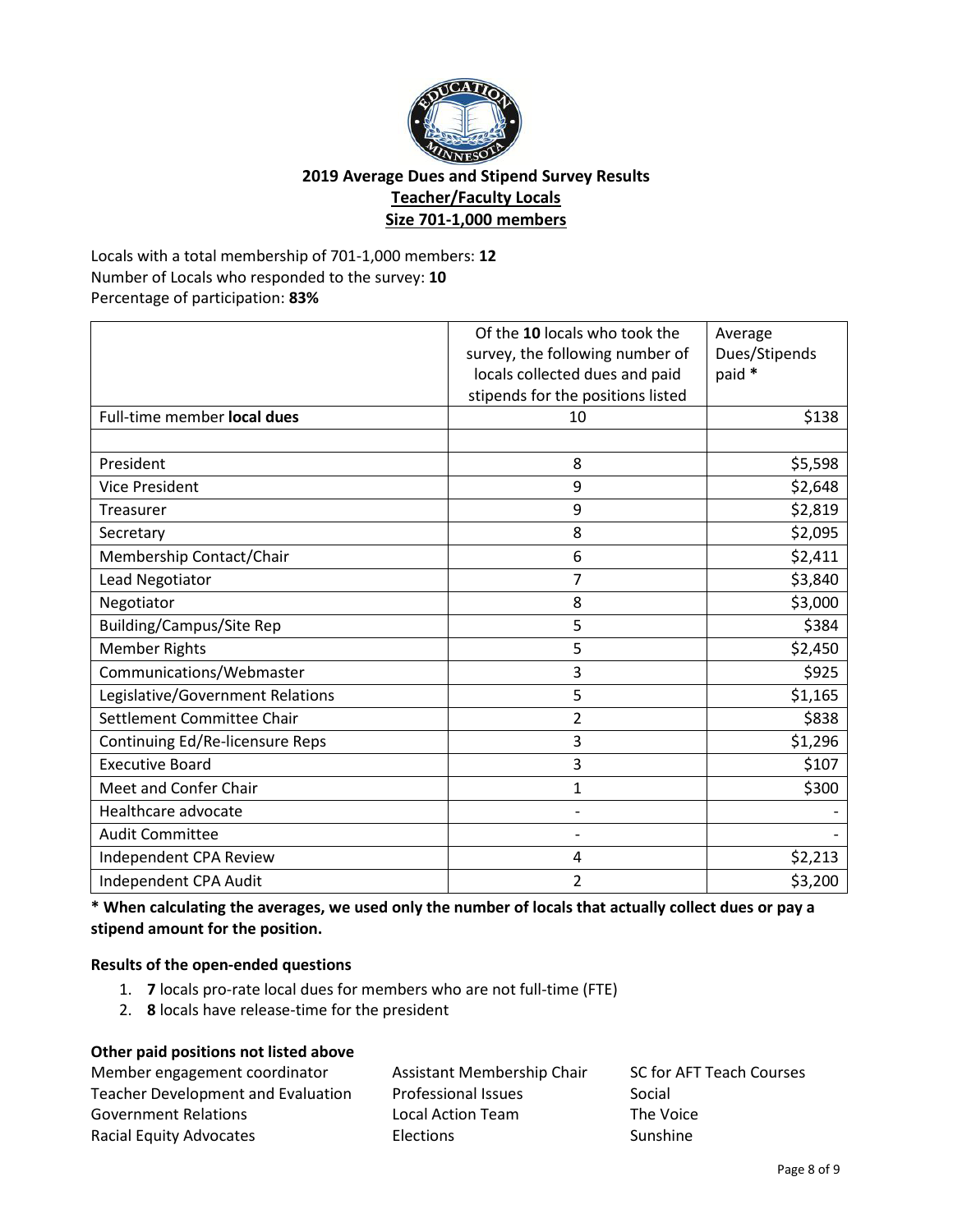## 2019 Average Dues and Stipend Survey Results

### Teacher/Faculty Locals

### Size 701-1,000 members

Locals with a total membership of 701-1,000 members: **12**
Number of Locals who responded to the survey: **10**
Percentage of participation: **83%**

| | Of the **10** locals who took the survey, the following number of locals collected dues and paid stipends for the positions listed | Average Dues/Stipends paid * |
|---|---|---|
| Full-time member **local dues** | 10 | $138 |
| | | |
| President | 8 | $5,598 |
| Vice President | 9 | $2,648 |
| Treasurer | 9 | $2,819 |
| Secretary | 8 | $2,095 |
| Membership Contact/Chair | 6 | $2,411 |
| Lead Negotiator | 7 | $3,840 |
| Negotiator | 8 | $3,000 |
| Building/Campus/Site Rep | 5 | $384 |
| Member Rights | 5 | $2,450 |
| Communications/Webmaster | 3 | $925 |
| Legislative/Government Relations | 5 | $1,165 |
| Settlement Committee Chair | 2 | $838 |
| Continuing Ed/Re-licensure Reps | 3 | $1,296 |
| Executive Board | 3 | $107 |
| Meet and Confer Chair | 1 | $300 |
| Healthcare advocate | - | - |
| Audit Committee | - | - |
| Independent CPA Review | 4 | $2,213 |
| Independent CPA Audit | 2 | $3,200 |

**\* When calculating the averages, we used only the number of locals that actually collect dues or pay a stipend amount for the position.**

#### Results of the open-ended questions

1. **7** locals pro-rate local dues for members who are not full-time (FTE)
2. **8** locals have release-time for the president

#### Other paid positions not listed above

- Member engagement coordinator
- Teacher Development and Evaluation
- Government Relations
- Racial Equity Advocates
- Assistant Membership Chair
- Professional Issues
- Local Action Team
- Elections
- SC for AFT Teach Courses
- Social
- The Voice
- Sunshine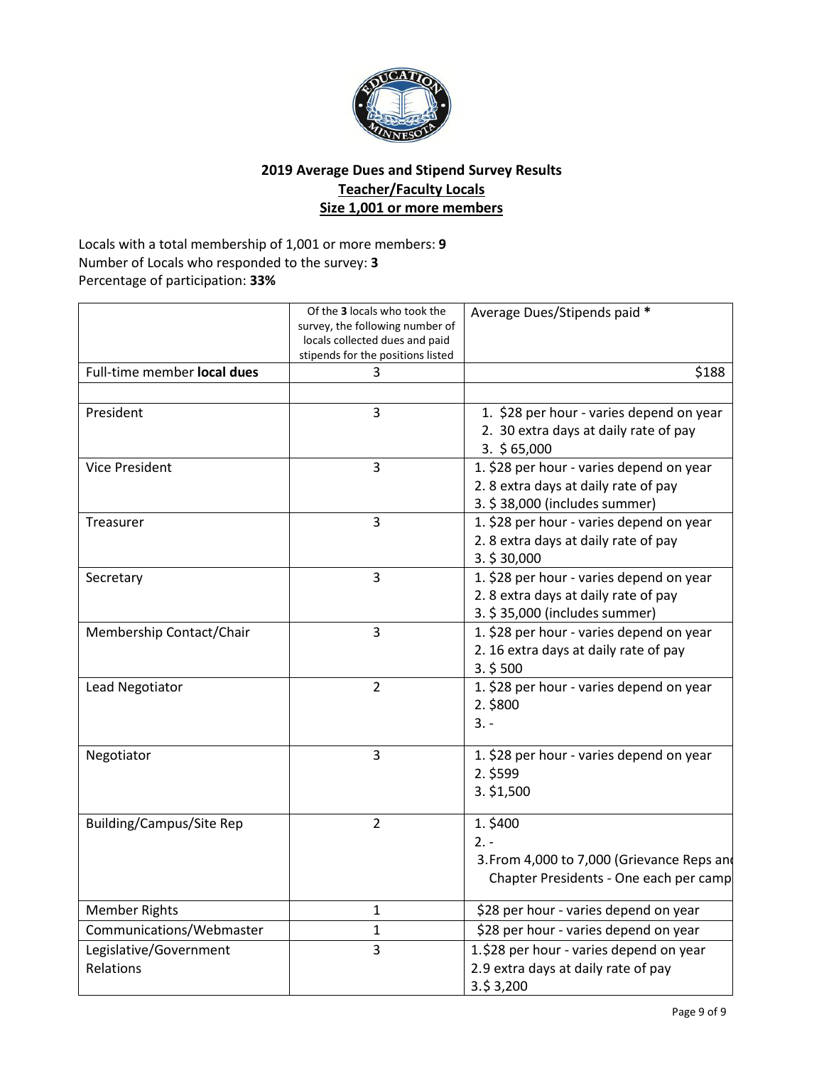## 2019 Average Dues and Stipend Survey Results

## Teacher/Faculty Locals

## Size 1,001 or more members

Locals with a total membership of 1,001 or more members: **9**
Number of Locals who responded to the survey: **3**
Percentage of participation: **33%**

| | Of the **3** locals who took the survey, the following number of locals collected dues and paid stipends for the positions listed | Average Dues/Stipends paid * |
|---|---|---|
| Full-time member **local dues** | 3 | $188 |
| | | |
| President | 3 | 1. $28 per hour - varies depend on year<br>2. 30 extra days at daily rate of pay<br>3. $ 65,000 |
| Vice President | 3 | 1. $28 per hour - varies depend on year<br>2. 8 extra days at daily rate of pay<br>3. $ 38,000 (includes summer) |
| Treasurer | 3 | 1. $28 per hour - varies depend on year<br>2. 8 extra days at daily rate of pay<br>3. $ 30,000 |
| Secretary | 3 | 1. $28 per hour - varies depend on year<br>2. 8 extra days at daily rate of pay<br>3. $ 35,000 (includes summer) |
| Membership Contact/Chair | 3 | 1. $28 per hour - varies depend on year<br>2. 16 extra days at daily rate of pay<br>3. $ 500 |
| Lead Negotiator | 2 | 1. $28 per hour - varies depend on year<br>2. $800<br>3. - |
| Negotiator | 3 | 1. $28 per hour - varies depend on year<br>2. $599<br>3. $1,500 |
| Building/Campus/Site Rep | 2 | 1. $400<br>2. -<br>3. From 4,000 to 7,000 (Grievance Reps and Chapter Presidents - One each per camp |
| Member Rights | 1 | $28 per hour - varies depend on year |
| Communications/Webmaster | 1 | $28 per hour - varies depend on year |
| Legislative/Government Relations | 3 | 1. $28 per hour - varies depend on year<br>2. 9 extra days at daily rate of pay<br>3. $ 3,200 |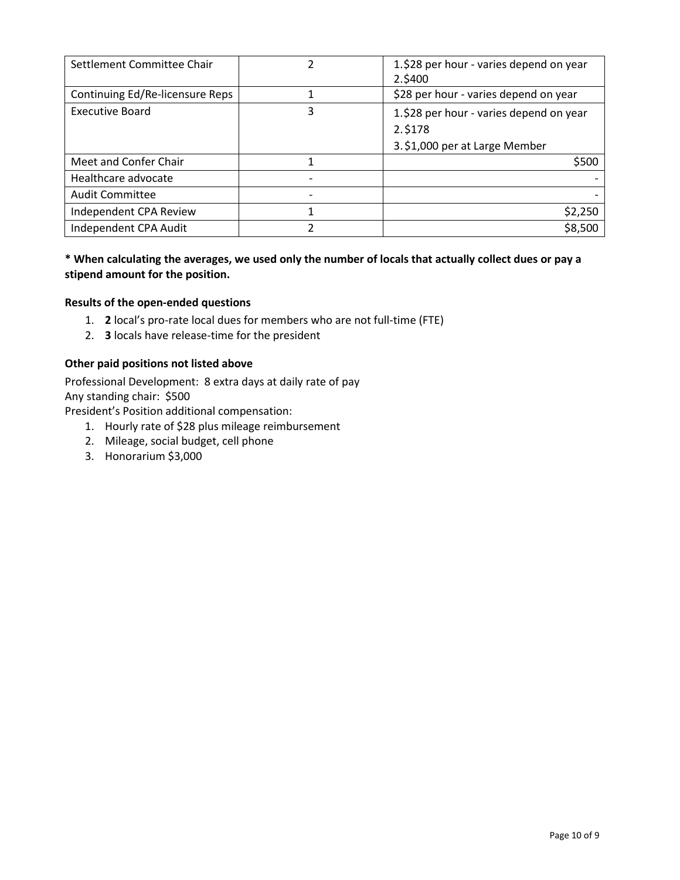| Settlement Committee Chair | 2 | 1.$28 per hour - varies depend on year<br>2.$400 |
|---|---|---|
| Continuing Ed/Re-licensure Reps | 1 | $28 per hour - varies depend on year |
| Executive Board | 3 | 1.$28 per hour - varies depend on year<br>2.$178<br>3.$1,000 per at Large Member |
| Meet and Confer Chair | 1 | $500 |
| Healthcare advocate | - | - |
| Audit Committee | - | - |
| Independent CPA Review | 1 | $2,250 |
| Independent CPA Audit | 2 | $8,500 |

**\* When calculating the averages, we used only the number of locals that actually collect dues or pay a stipend amount for the position.**

### Results of the open-ended questions

1. **2** local's pro-rate local dues for members who are not full-time (FTE)
2. **3** locals have release-time for the president

### Other paid positions not listed above

Professional Development: 8 extra days at daily rate of pay
Any standing chair: $500
President's Position additional compensation:

1. Hourly rate of $28 plus mileage reimbursement
2. Mileage, social budget, cell phone
3. Honorarium $3,000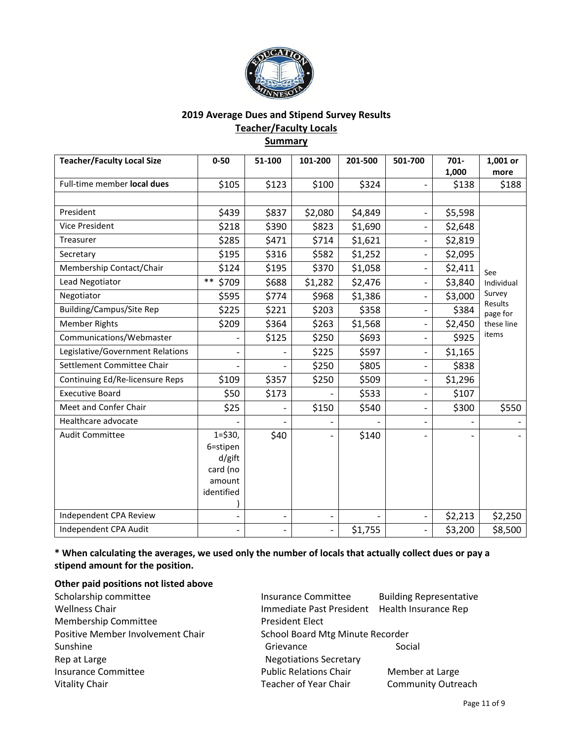## 2019 Average Dues and Stipend Survey Results

### Teacher/Faculty Locals

### Summary

| Teacher/Faculty Local Size | 0-50 | 51-100 | 101-200 | 201-500 | 501-700 | 701-1,000 | 1,001 or more |
|---|---|---|---|---|---|---|---|
| Full-time member **local dues** | $105 | $123 | $100 | $324 | - | $138 | $188 |
| | | | | | | | |
| President | $439 | $837 | $2,080 | $4,849 | - | $5,598 | See Individual Survey Results page for these line items |
| Vice President | $218 | $390 | $823 | $1,690 | - | $2,648 | |
| Treasurer | $285 | $471 | $714 | $1,621 | - | $2,819 | |
| Secretary | $195 | $316 | $582 | $1,252 | - | $2,095 | |
| Membership Contact/Chair | $124 | $195 | $370 | $1,058 | - | $2,411 | |
| Lead Negotiator | ** $709 | $688 | $1,282 | $2,476 | - | $3,840 | |
| Negotiator | $595 | $774 | $968 | $1,386 | - | $3,000 | |
| Building/Campus/Site Rep | $225 | $221 | $203 | $358 | - | $384 | |
| Member Rights | $209 | $364 | $263 | $1,568 | - | $2,450 | |
| Communications/Webmaster | - | $125 | $250 | $693 | - | $925 | |
| Legislative/Government Relations | - | - | $225 | $597 | - | $1,165 | |
| Settlement Committee Chair | - | - | $250 | $805 | - | $838 | |
| Continuing Ed/Re-licensure Reps | $109 | $357 | $250 | $509 | - | $1,296 | |
| Executive Board | $50 | $173 | - | $533 | - | $107 | |
| Meet and Confer Chair | $25 | - | $150 | $540 | - | $300 | $550 |
| Healthcare advocate | - | - | - | - | - | - | - |
| Audit Committee | 1=$30, 6=stipend/gift card (no amount identified) | $40 | - | $140 | - | - | - |
| Independent CPA Review | - | - | - | - | - | $2,213 | $2,250 |
| Independent CPA Audit | - | - | - | $1,755 | - | $3,200 | $8,500 |

**\* When calculating the averages, we used only the number of locals that actually collect dues or pay a stipend amount for the position.**

**Other paid positions not listed above**

Scholarship committee
Wellness Chair
Membership Committee
Positive Member Involvement Chair
Sunshine
Rep at Large
Insurance Committee
Vitality Chair
Insurance Committee
Immediate Past President
President Elect
School Board Mtg Minute Recorder
Grievance
Negotiations Secretary
Public Relations Chair
Teacher of Year Chair
Building Representative
Health Insurance Rep
Social
Member at Large
Community Outreach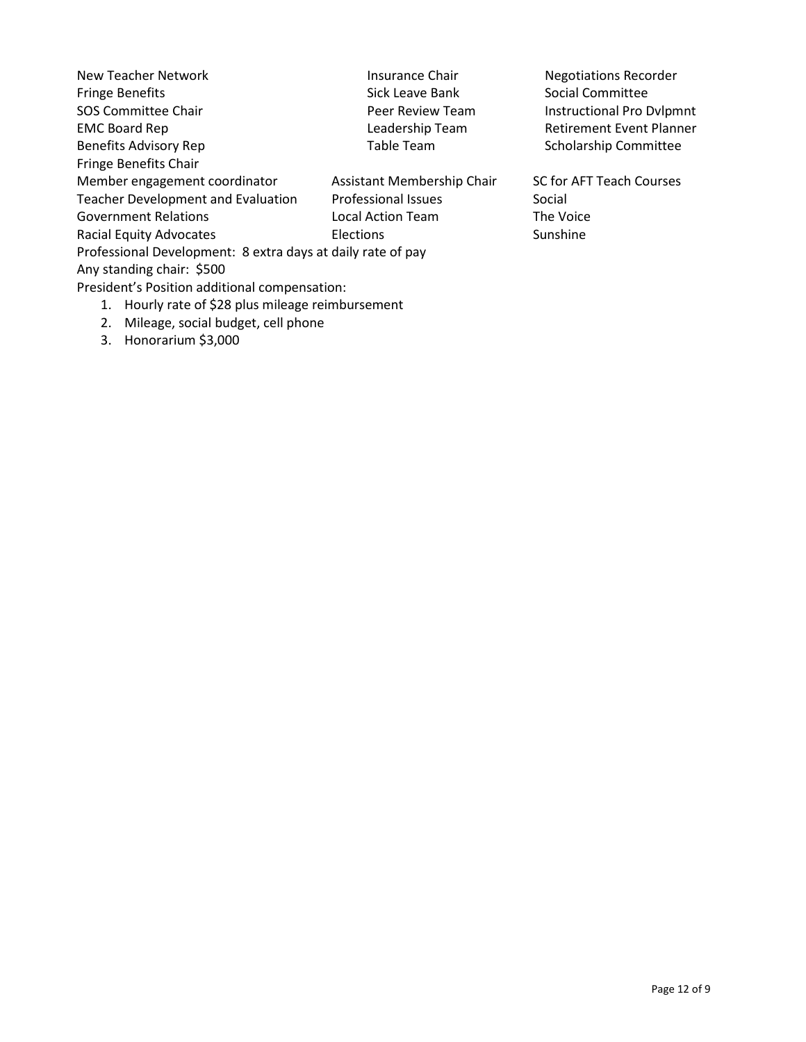| | | |
|---|---|---|
| New Teacher Network | Insurance Chair | Negotiations Recorder |
| Fringe Benefits | Sick Leave Bank | Social Committee |
| SOS Committee Chair | Peer Review Team | Instructional Pro Dvlpmnt |
| EMC Board Rep | Leadership Team | Retirement Event Planner |
| Benefits Advisory Rep | Table Team | Scholarship Committee |
| Fringe Benefits Chair | | |
| Member engagement coordinator | Assistant Membership Chair | SC for AFT Teach Courses |
| Teacher Development and Evaluation | Professional Issues | Social |
| Government Relations | Local Action Team | The Voice |
| Racial Equity Advocates | Elections | Sunshine |

Professional Development: 8 extra days at daily rate of pay

Any standing chair: $500

President's Position additional compensation:

1. Hourly rate of $28 plus mileage reimbursement
2. Mileage, social budget, cell phone
3. Honorarium $3,000